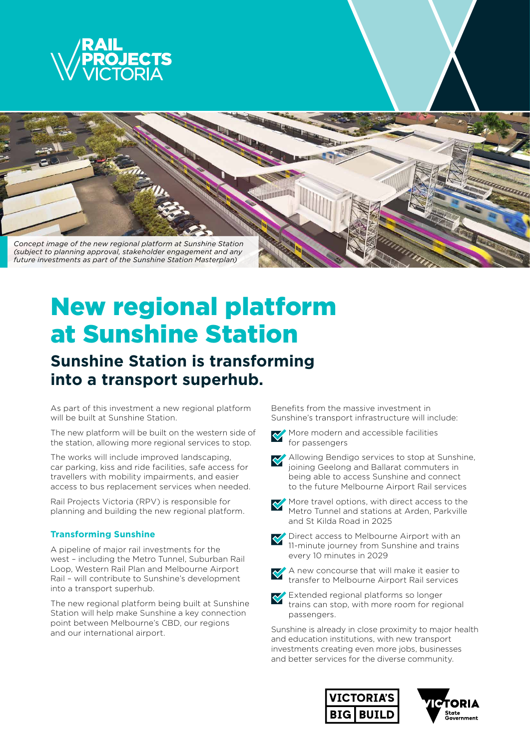*Concept image of the new regional platform at Sunshine Station (subject to planning approval, stakeholder engagement and any future investments as part of the Sunshine Station Masterplan)*

# New regional platform at Sunshine Station

## Sunshine Station is transforming into a transport superhub.

As part of this investment a new regional platform will be built at Sunshine Station.

The new platform will be built on the western side of the station, allowing more regional services to stop.

The works will include improved landscaping, car parking, kiss and ride facilities, safe access for travellers with mobility impairments, and easier access to bus replacement services when needed.

Rail Projects Victoria (RPV) is responsible for planning and building the new regional platform.

### Transforming Sunshine

A pipeline of major rail investments for the west – including the Metro Tunnel, Suburban Rail Loop, Western Rail Plan and Melbourne Airport Rail – will contribute to Sunshine's development into a transport superhub.

The new regional platform being built at Sunshine Station will help make Sunshine a key connection point between Melbourne's CBD, our regions and our international airport.

Benefits from the massive investment in Sunshine's transport infrastructure will include:

- More modern and accessible facilities for passengers
- Allowing Bendigo services to stop at Sunshine, joining Geelong and Ballarat commuters in being able to access Sunshine and connect to the future Melbourne Airport Rail services
- More travel options, with direct access to the Metro Tunnel and stations at Arden, Parkville and St Kilda Road in 2025
- Direct access to Melbourne Airport with an 11-minute journey from Sunshine and trains every 10 minutes in 2029
- A new concourse that will make it easier to transfer to Melbourne Airport Rail services
- Extended regional platforms so longer trains can stop, with more room for regional passengers.

Sunshine is already in close proximity to major health and education institutions, with new transport investments creating even more jobs, businesses and better services for the diverse community.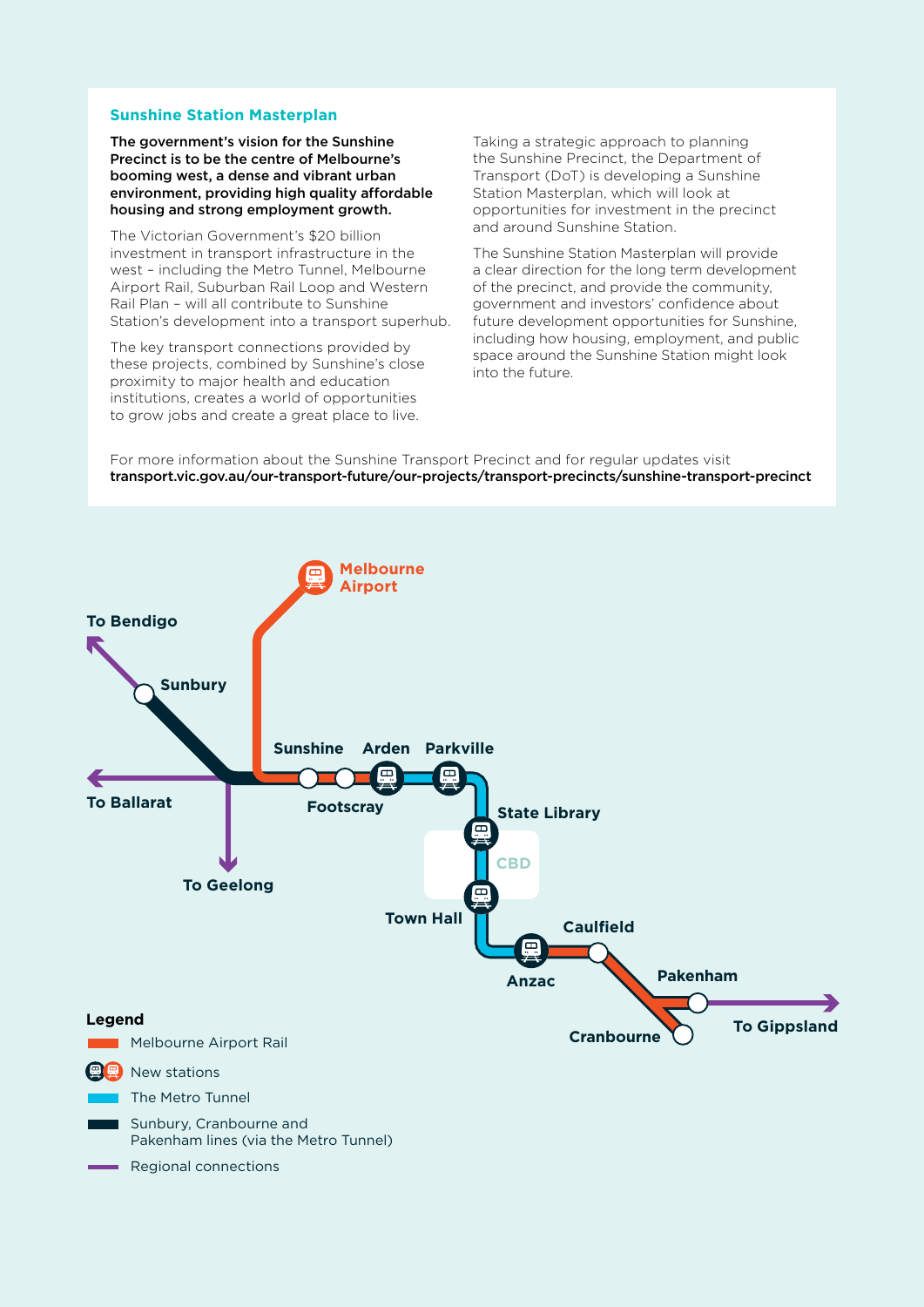## Sunshine Station Masterplan

**The government's vision for the Sunshine Precinct is to be the centre of Melbourne's booming west, a dense and vibrant urban environment, providing high quality affordable housing and strong employment growth.**

The Victorian Government's $20 billion investment in transport infrastructure in the west – including the Metro Tunnel, Melbourne Airport Rail, Suburban Rail Loop and Western Rail Plan – will all contribute to Sunshine Station's development into a transport superhub.

The key transport connections provided by these projects, combined by Sunshine's close proximity to major health and education institutions, creates a world of opportunities to grow jobs and create a great place to live.

Taking a strategic approach to planning the Sunshine Precinct, the Department of Transport (DoT) is developing a Sunshine Station Masterplan, which will look at opportunities for investment in the precinct and around Sunshine Station.

The Sunshine Station Masterplan will provide a clear direction for the long term development of the precinct, and provide the community, government and investors' confidence about future development opportunities for Sunshine, including how housing, employment, and public space around the Sunshine Station might look into the future.

For more information about the Sunshine Transport Precinct and for regular updates visit **transport.vic.gov.au/our-transport-future/our-projects/transport-precincts/sunshine-transport-precinct**

Melbourne Airport

To Bendigo

Sunbury

Sunshine Arden Parkville

To Ballarat

Footscray

State Library

CBD

To Geelong

Town Hall

Caulfield

Anzac

Pakenham

Cranbourne

To Gippsland

**Legend**

- Melbourne Airport Rail
- New stations
- The Metro Tunnel
- Sunbury, Cranbourne and Pakenham lines (via the Metro Tunnel)
- Regional connections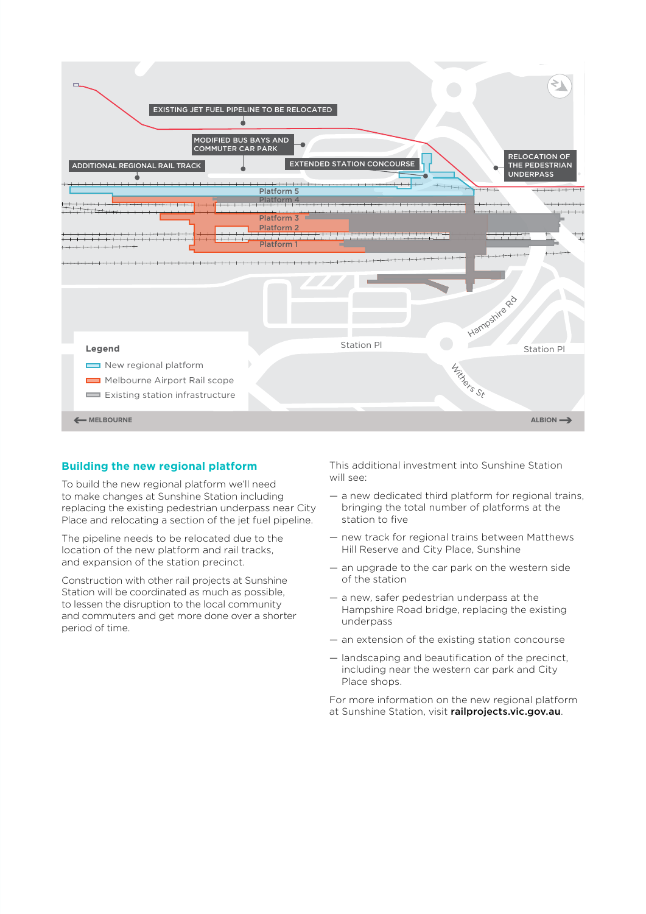EXISTING JET FUEL PIPELINE TO BE RELOCATED

MODIFIED BUS BAYS AND COMMUTER CAR PARK

ADDITIONAL REGIONAL RAIL TRACK

EXTENDED STATION CONCOURSE

RELOCATION OF THE PEDESTRIAN UNDERPASS

Platform 5
Platform 4
Platform 3
Platform 2
Platform 1

Station Pl
Hampshire Rd
Station Pl
Withers St

**Legend**

- New regional platform
- Melbourne Airport Rail scope
- Existing station infrastructure

← MELBOURNE | ALBION →

## Building the new regional platform

To build the new regional platform we'll need to make changes at Sunshine Station including replacing the existing pedestrian underpass near City Place and relocating a section of the jet fuel pipeline.

The pipeline needs to be relocated due to the location of the new platform and rail tracks, and expansion of the station precinct.

Construction with other rail projects at Sunshine Station will be coordinated as much as possible, to lessen the disruption to the local community and commuters and get more done over a shorter period of time.

This additional investment into Sunshine Station will see:

- a new dedicated third platform for regional trains, bringing the total number of platforms at the station to five
- new track for regional trains between Matthews Hill Reserve and City Place, Sunshine
- an upgrade to the car park on the western side of the station
- a new, safer pedestrian underpass at the Hampshire Road bridge, replacing the existing underpass
- an extension of the existing station concourse
- landscaping and beautification of the precinct, including near the western car park and City Place shops.

For more information on the new regional platform at Sunshine Station, visit **railprojects.vic.gov.au**.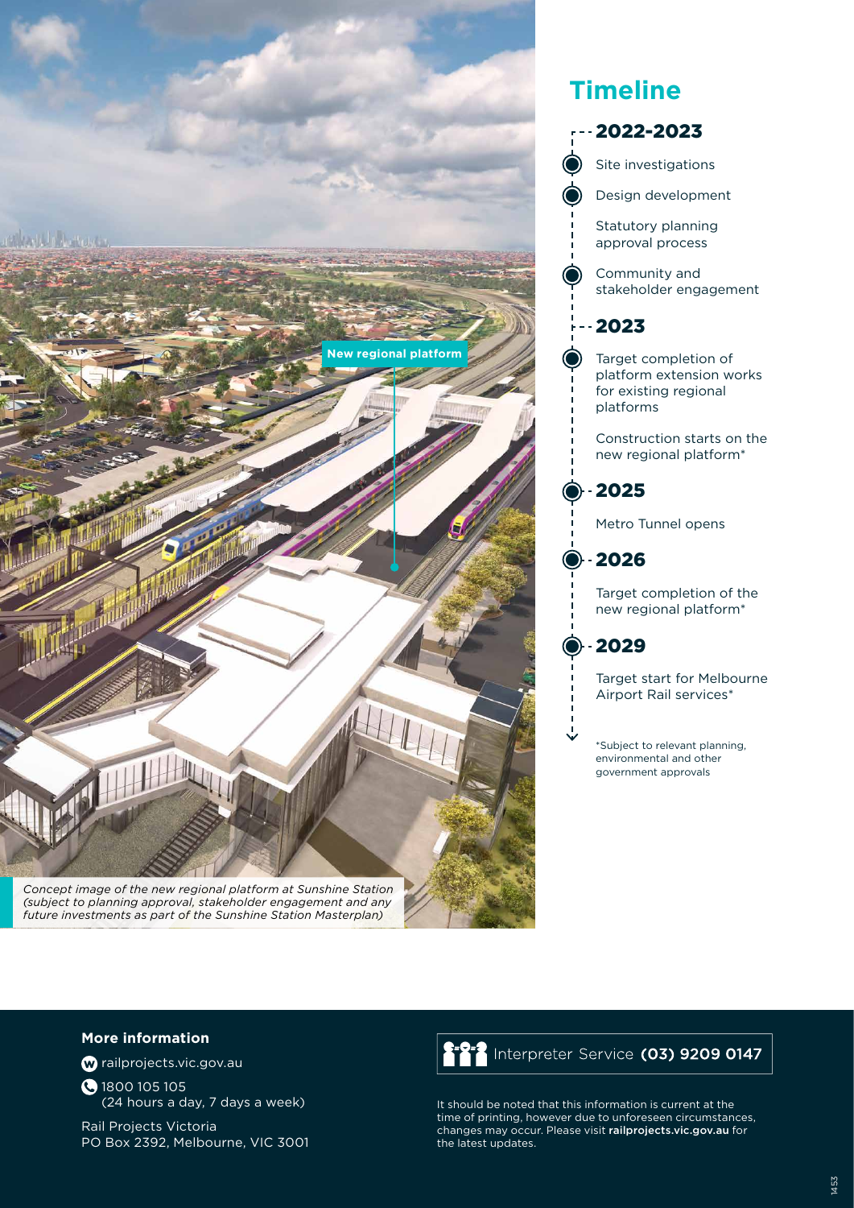New regional platform

*Concept image of the new regional platform at Sunshine Station (subject to planning approval, stakeholder engagement and any future investments as part of the Sunshine Station Masterplan)*

# Timeline

## 2022-2023

- Site investigations
- Design development
- Statutory planning approval process
- Community and stakeholder engagement

## 2023

- Target completion of platform extension works for existing regional platforms
- Construction starts on the new regional platform*

## 2025

- Metro Tunnel opens

## 2026

- Target completion of the new regional platform*

## 2029

- Target start for Melbourne Airport Rail services*

*Subject to relevant planning, environmental and other government approvals

### More information

railprojects.vic.gov.au

1800 105 105
(24 hours a day, 7 days a week)

Rail Projects Victoria
PO Box 2392, Melbourne, VIC 3001

Interpreter Service **(03) 9209 0147**

It should be noted that this information is current at the time of printing, however due to unforeseen circumstances, changes may occur. Please visit **railprojects.vic.gov.au** for the latest updates.

1453